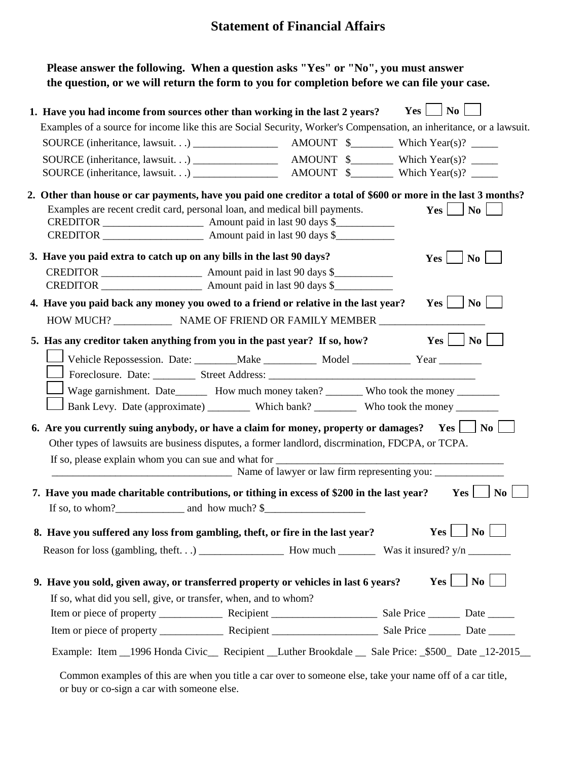# Statement of Financial Affairs

**Please answer the following. When a question asks "Yes" or "No", you must answer the question, or we will return the form to you for completion before we can file your case.**

**1. Have you had income from sources other than working in the last 2 years?** **Yes** ☐ **No** ☐

Examples of a source for income like this are Social Security, Worker's Compensation, an inheritance, or a lawsuit.

SOURCE (inheritance, lawsuit. . .) ________________ AMOUNT $________ Which Year(s)? _____

SOURCE (inheritance, lawsuit. . .) ________________ AMOUNT $________ Which Year(s)? _____

SOURCE (inheritance, lawsuit. . .) ________________ AMOUNT $________ Which Year(s)? _____

**2. Other than house or car payments, have you paid one creditor a total of $600 or more in the last 3 months?**

Examples are recent credit card, personal loan, and medical bill payments. **Yes** ☐ **No** ☐

CREDITOR ___________________ Amount paid in last 90 days $___________

CREDITOR ___________________ Amount paid in last 90 days $___________

**3. Have you paid extra to catch up on any bills in the last 90 days?** **Yes** ☐ **No** ☐

CREDITOR ___________________ Amount paid in last 90 days $___________

CREDITOR ___________________ Amount paid in last 90 days $___________

**4. Have you paid back any money you owed to a friend or relative in the last year?** **Yes** ☐ **No** ☐

HOW MUCH? ___________ NAME OF FRIEND OR FAMILY MEMBER ____________________

**5. Has any creditor taken anything from you in the past year? If so, how?** **Yes** ☐ **No** ☐

☐ Vehicle Repossession. Date: ________Make __________ Model ___________ Year ________

☐ Foreclosure. Date: ________ Street Address: ________________________________________

☐ Wage garnishment. Date______ How much money taken? _______ Who took the money ________

☐ Bank Levy. Date (approximate) ________ Which bank? ________ Who took the money ________

**6. Are you currently suing anybody, or have a claim for money, property or damages?** **Yes** ☐ **No** ☐

Other types of lawsuits are business disputes, a former landlord, discrmination, FDCPA, or TCPA.

If so, please explain whom you can sue and what for ____________________________________________

__________________________________ Name of lawyer or law firm representing you: _____________

**7. Have you made charitable contributions, or tithing in excess of $200 in the last year?** **Yes** ☐ **No** ☐

If so, to whom?_____________ and how much? $___________________

**8. Have you suffered any loss from gambling, theft, or fire in the last year?** **Yes** ☐ **No** ☐

Reason for loss (gambling, theft. . .) ________________ How much _______ Was it insured? y/n ________

**9. Have you sold, given away, or transferred property or vehicles in last 6 years?** **Yes** ☐ **No** ☐

If so, what did you sell, give, or transfer, when, and to whom?

Item or piece of property ____________ Recipient ____________________ Sale Price ______ Date _____

Item or piece of property ____________ Recipient ____________________ Sale Price ______ Date _____

Example: Item __1996 Honda Civic__ Recipient __Luther Brookdale __ Sale Price: _$500_ Date _12-2015__

Common examples of this are when you title a car over to someone else, take your name off of a car title, or buy or co-sign a car with someone else.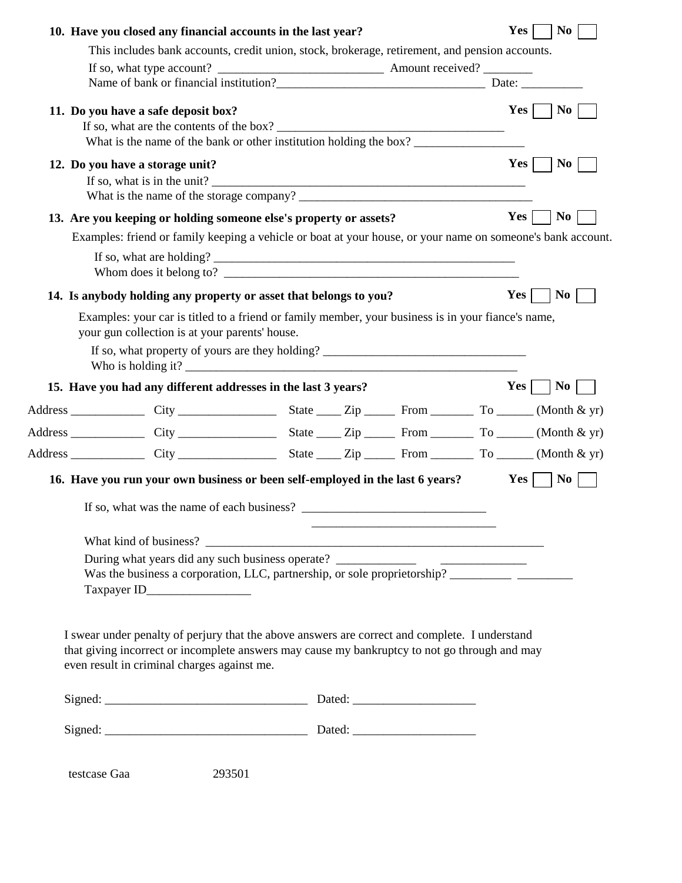**10. Have you closed any financial accounts in the last year?** **Yes** ☐ **No** ☐

This includes bank accounts, credit union, stock, brokerage, retirement, and pension accounts.

If so, what type account? ___________________________ Amount received? ________

Name of bank or financial institution?__________________________________ Date: __________

**11. Do you have a safe deposit box?** **Yes** ☐ **No** ☐

If so, what are the contents of the box? _____________________________________

What is the name of the bank or other institution holding the box? _________________

**12. Do you have a storage unit?** **Yes** ☐ **No** ☐

If so, what is in the unit? ______________________________________________

What is the name of the storage company? _____________________________________

**13. Are you keeping or holding someone else's property or assets?** **Yes** ☐ **No** ☐

Examples: friend or family keeping a vehicle or boat at your house, or your name on someone's bank account.

If so, what are holding? _________________________________________________

Whom does it belong to? ________________________________________________

**14. Is anybody holding any property or asset that belongs to you?** **Yes** ☐ **No** ☐

Examples: your car is titled to a friend or family member, your business is in your fiance's name, your gun collection is at your parents' house.

If so, what property of yours are they holding? _________________________________

Who is holding it? _____________________________________________________

**15. Have you had any different addresses in the last 3 years?** **Yes** ☐ **No** ☐

Address ____________ City ________________ State ____ Zip _____ From _______ To ______ (Month & yr)

Address ____________ City ________________ State ____ Zip _____ From _______ To ______ (Month & yr)

Address ____________ City ________________ State ____ Zip _____ From _______ To ______ (Month & yr)

**16. Have you run your own business or been self-employed in the last 6 years?** **Yes** ☐ **No** ☐

If so, what was the name of each business? ______________________________

______________________________

What kind of business? __________________________________________________________

During what years did any such business operate? _____________ ______________

Was the business a corporation, LLC, partnership, or sole proprietorship? __________ _________

Taxpayer ID_________________

I swear under penalty of perjury that the above answers are correct and complete. I understand that giving incorrect or incomplete answers may cause my bankruptcy to not go through and may even result in criminal charges against me.

Signed: _________________________________ Dated: ____________________

Signed: _________________________________ Dated: ____________________

testcase Gaa 293501